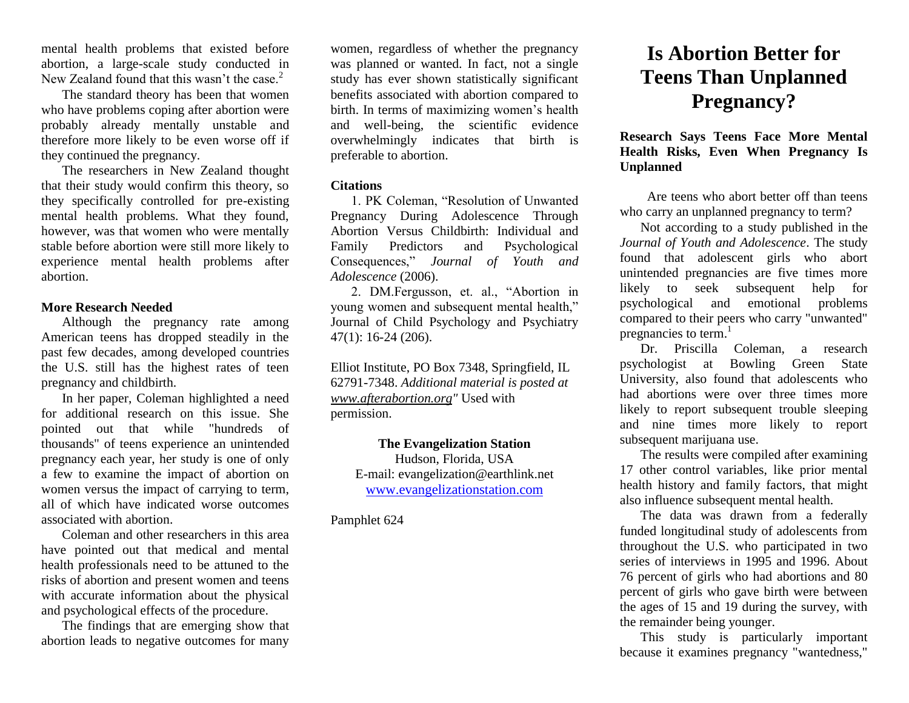mental health problems that existed before abortion, a large-scale study conducted in New Zealand found that this wasn't the case.[2]

The standard theory has been that women who have problems coping after abortion were probably already mentally unstable and therefore more likely to be even worse off if they continued the pregnancy.

The researchers in New Zealand thought that their study would confirm this theory, so they specifically controlled for pre-existing mental health problems. What they found, however, was that women who were mentally stable before abortion were still more likely to experience mental health problems after abortion.

**More Research Needed**

Although the pregnancy rate among American teens has dropped steadily in the past few decades, among developed countries the U.S. still has the highest rates of teen pregnancy and childbirth.

In her paper, Coleman highlighted a need for additional research on this issue. She pointed out that while "hundreds of thousands" of teens experience an unintended pregnancy each year, her study is one of only a few to examine the impact of abortion on women versus the impact of carrying to term, all of which have indicated worse outcomes associated with abortion.

Coleman and other researchers in this area have pointed out that medical and mental health professionals need to be attuned to the risks of abortion and present women and teens with accurate information about the physical and psychological effects of the procedure.

The findings that are emerging show that abortion leads to negative outcomes for many women, regardless of whether the pregnancy was planned or wanted. In fact, not a single study has ever shown statistically significant benefits associated with abortion compared to birth. In terms of maximizing women's health and well-being, the scientific evidence overwhelmingly indicates that birth is preferable to abortion.

**Citations**

1. PK Coleman, "Resolution of Unwanted Pregnancy During Adolescence Through Abortion Versus Childbirth: Individual and Family Predictors and Psychological Consequences," *Journal of Youth and Adolescence* (2006).

2. DM.Fergusson, et. al., "Abortion in young women and subsequent mental health," Journal of Child Psychology and Psychiatry 47(1): 16-24 (206).

Elliot Institute, PO Box 7348, Springfield, IL 62791-7348. *Additional material is posted at www.afterabortion.org"* Used with permission.

**The Evangelization Station**
Hudson, Florida, USA
E-mail: evangelization@earthlink.net
www.evangelizationstation.com

Pamphlet 624

# Is Abortion Better for Teens Than Unplanned Pregnancy?

**Research Says Teens Face More Mental Health Risks, Even When Pregnancy Is Unplanned**

Are teens who abort better off than teens who carry an unplanned pregnancy to term?

Not according to a study published in the *Journal of Youth and Adolescence*. The study found that adolescent girls who abort unintended pregnancies are five times more likely to seek subsequent help for psychological and emotional problems compared to their peers who carry "unwanted" pregnancies to term.[1]

Dr. Priscilla Coleman, a research psychologist at Bowling Green State University, also found that adolescents who had abortions were over three times more likely to report subsequent trouble sleeping and nine times more likely to report subsequent marijuana use.

The results were compiled after examining 17 other control variables, like prior mental health history and family factors, that might also influence subsequent mental health.

The data was drawn from a federally funded longitudinal study of adolescents from throughout the U.S. who participated in two series of interviews in 1995 and 1996. About 76 percent of girls who had abortions and 80 percent of girls who gave birth were between the ages of 15 and 19 during the survey, with the remainder being younger.

This study is particularly important because it examines pregnancy "wantedness,"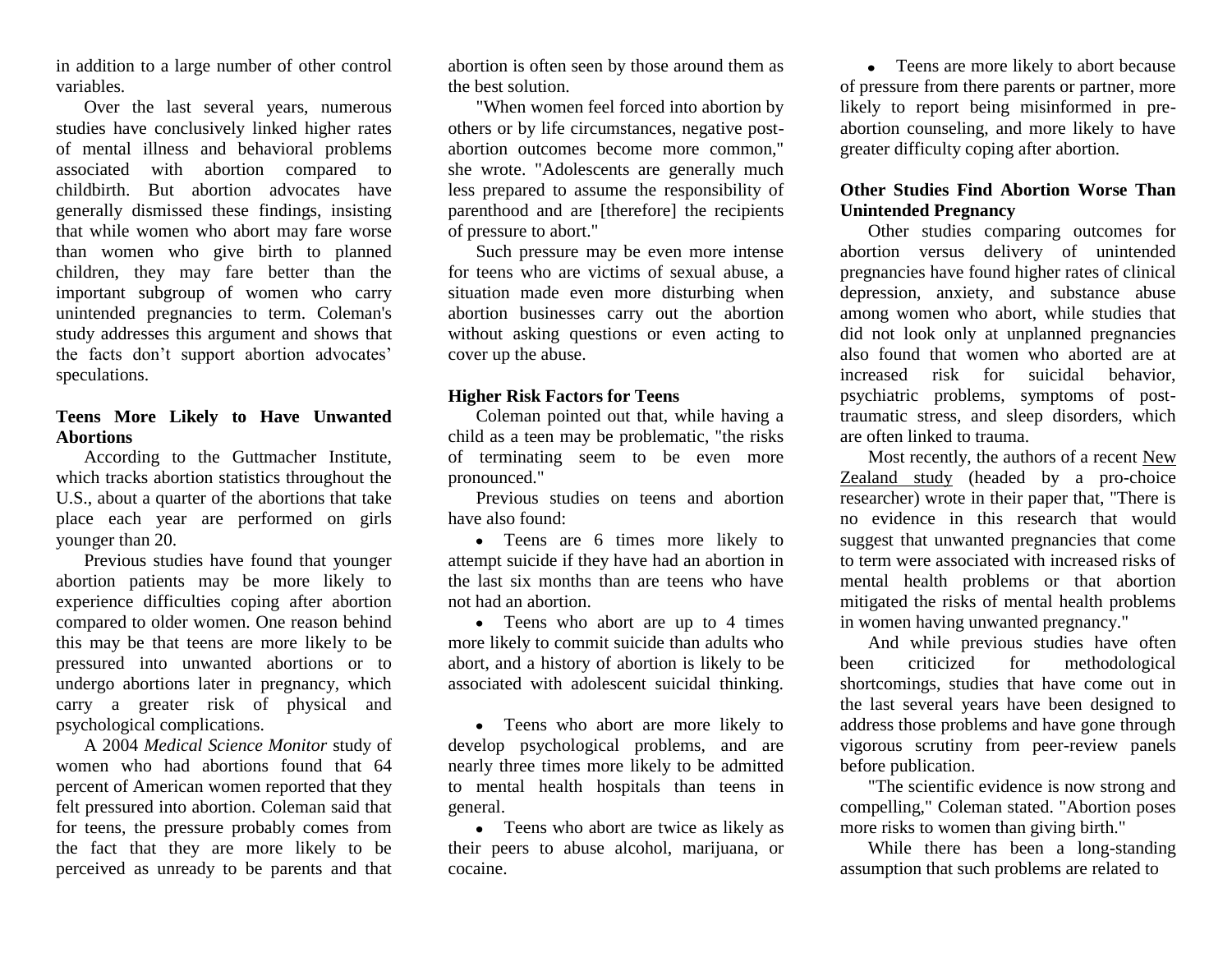in addition to a large number of other control variables.

Over the last several years, numerous studies have conclusively linked higher rates of mental illness and behavioral problems associated with abortion compared to childbirth. But abortion advocates have generally dismissed these findings, insisting that while women who abort may fare worse than women who give birth to planned children, they may fare better than the important subgroup of women who carry unintended pregnancies to term. Coleman's study addresses this argument and shows that the facts don't support abortion advocates' speculations.

**Teens More Likely to Have Unwanted Abortions**

According to the Guttmacher Institute, which tracks abortion statistics throughout the U.S., about a quarter of the abortions that take place each year are performed on girls younger than 20.

Previous studies have found that younger abortion patients may be more likely to experience difficulties coping after abortion compared to older women. One reason behind this may be that teens are more likely to be pressured into unwanted abortions or to undergo abortions later in pregnancy, which carry a greater risk of physical and psychological complications.

A 2004 *Medical Science Monitor* study of women who had abortions found that 64 percent of American women reported that they felt pressured into abortion. Coleman said that for teens, the pressure probably comes from the fact that they are more likely to be perceived as unready to be parents and that abortion is often seen by those around them as the best solution.

"When women feel forced into abortion by others or by life circumstances, negative post-abortion outcomes become more common," she wrote. "Adolescents are generally much less prepared to assume the responsibility of parenthood and are [therefore] the recipients of pressure to abort."

Such pressure may be even more intense for teens who are victims of sexual abuse, a situation made even more disturbing when abortion businesses carry out the abortion without asking questions or even acting to cover up the abuse.

**Higher Risk Factors for Teens**

Coleman pointed out that, while having a child as a teen may be problematic, "the risks of terminating seem to be even more pronounced."

Previous studies on teens and abortion have also found:

- Teens are 6 times more likely to attempt suicide if they have had an abortion in the last six months than are teens who have not had an abortion.
- Teens who abort are up to 4 times more likely to commit suicide than adults who abort, and a history of abortion is likely to be associated with adolescent suicidal thinking.
- Teens who abort are more likely to develop psychological problems, and are nearly three times more likely to be admitted to mental health hospitals than teens in general.
- Teens who abort are twice as likely as their peers to abuse alcohol, marijuana, or cocaine.
- Teens are more likely to abort because of pressure from there parents or partner, more likely to report being misinformed in pre-abortion counseling, and more likely to have greater difficulty coping after abortion.

**Other Studies Find Abortion Worse Than Unintended Pregnancy**

Other studies comparing outcomes for abortion versus delivery of unintended pregnancies have found higher rates of clinical depression, anxiety, and substance abuse among women who abort, while studies that did not look only at unplanned pregnancies also found that women who aborted are at increased risk for suicidal behavior, psychiatric problems, symptoms of post-traumatic stress, and sleep disorders, which are often linked to trauma.

Most recently, the authors of a recent New Zealand study (headed by a pro-choice researcher) wrote in their paper that, "There is no evidence in this research that would suggest that unwanted pregnancies that come to term were associated with increased risks of mental health problems or that abortion mitigated the risks of mental health problems in women having unwanted pregnancy."

And while previous studies have often been criticized for methodological shortcomings, studies that have come out in the last several years have been designed to address those problems and have gone through vigorous scrutiny from peer-review panels before publication.

"The scientific evidence is now strong and compelling," Coleman stated. "Abortion poses more risks to women than giving birth."

While there has been a long-standing assumption that such problems are related to